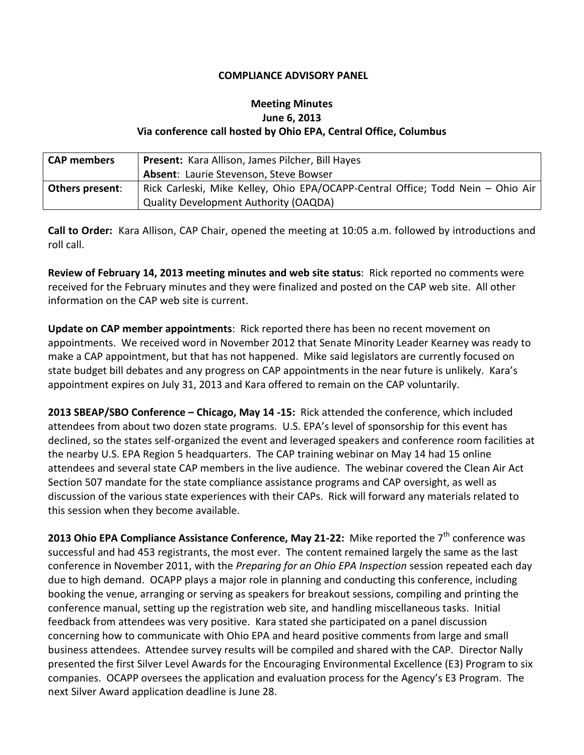**COMPLIANCE ADVISORY PANEL**

**Meeting Minutes**
**June 6, 2013**
**Via conference call hosted by Ohio EPA, Central Office, Columbus**

| **CAP members** | **Present:** Kara Allison, James Pilcher, Bill Hayes<br>**Absent**: Laurie Stevenson, Steve Bowser |
|---|---|
| **Others present**: | Rick Carleski, Mike Kelley, Ohio EPA/OCAPP-Central Office; Todd Nein – Ohio Air Quality Development Authority (OAQDA) |

**Call to Order:** Kara Allison, CAP Chair, opened the meeting at 10:05 a.m. followed by introductions and roll call.

**Review of February 14, 2013 meeting minutes and web site status**: Rick reported no comments were received for the February minutes and they were finalized and posted on the CAP web site. All other information on the CAP web site is current.

**Update on CAP member appointments**: Rick reported there has been no recent movement on appointments. We received word in November 2012 that Senate Minority Leader Kearney was ready to make a CAP appointment, but that has not happened. Mike said legislators are currently focused on state budget bill debates and any progress on CAP appointments in the near future is unlikely. Kara's appointment expires on July 31, 2013 and Kara offered to remain on the CAP voluntarily.

**2013 SBEAP/SBO Conference – Chicago, May 14 -15:** Rick attended the conference, which included attendees from about two dozen state programs. U.S. EPA's level of sponsorship for this event has declined, so the states self-organized the event and leveraged speakers and conference room facilities at the nearby U.S. EPA Region 5 headquarters. The CAP training webinar on May 14 had 15 online attendees and several state CAP members in the live audience. The webinar covered the Clean Air Act Section 507 mandate for the state compliance assistance programs and CAP oversight, as well as discussion of the various state experiences with their CAPs. Rick will forward any materials related to this session when they become available.

**2013 Ohio EPA Compliance Assistance Conference, May 21-22:** Mike reported the 7th conference was successful and had 453 registrants, the most ever. The content remained largely the same as the last conference in November 2011, with the *Preparing for an Ohio EPA Inspection* session repeated each day due to high demand. OCAPP plays a major role in planning and conducting this conference, including booking the venue, arranging or serving as speakers for breakout sessions, compiling and printing the conference manual, setting up the registration web site, and handling miscellaneous tasks. Initial feedback from attendees was very positive. Kara stated she participated on a panel discussion concerning how to communicate with Ohio EPA and heard positive comments from large and small business attendees. Attendee survey results will be compiled and shared with the CAP. Director Nally presented the first Silver Level Awards for the Encouraging Environmental Excellence (E3) Program to six companies. OCAPP oversees the application and evaluation process for the Agency's E3 Program. The next Silver Award application deadline is June 28.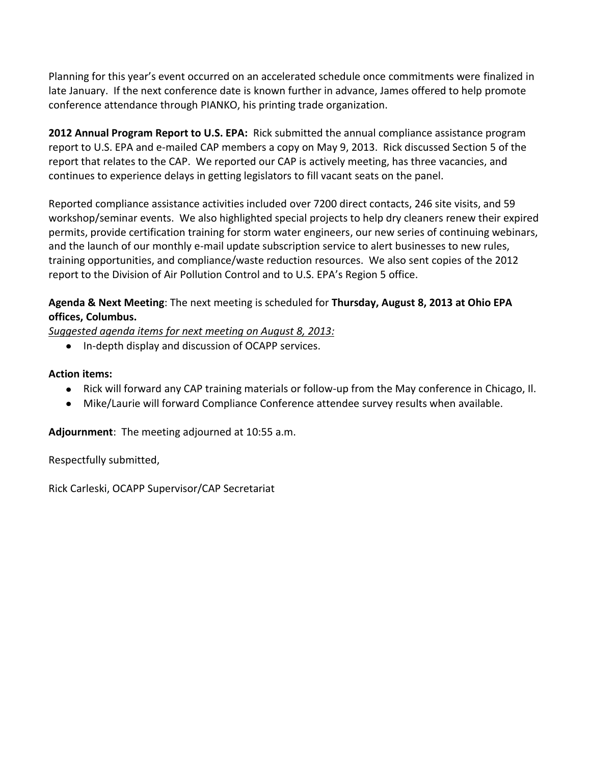Planning for this year's event occurred on an accelerated schedule once commitments were finalized in late January. If the next conference date is known further in advance, James offered to help promote conference attendance through PIANKO, his printing trade organization.

**2012 Annual Program Report to U.S. EPA:** Rick submitted the annual compliance assistance program report to U.S. EPA and e-mailed CAP members a copy on May 9, 2013. Rick discussed Section 5 of the report that relates to the CAP. We reported our CAP is actively meeting, has three vacancies, and continues to experience delays in getting legislators to fill vacant seats on the panel.

Reported compliance assistance activities included over 7200 direct contacts, 246 site visits, and 59 workshop/seminar events. We also highlighted special projects to help dry cleaners renew their expired permits, provide certification training for storm water engineers, our new series of continuing webinars, and the launch of our monthly e-mail update subscription service to alert businesses to new rules, training opportunities, and compliance/waste reduction resources. We also sent copies of the 2012 report to the Division of Air Pollution Control and to U.S. EPA's Region 5 office.

**Agenda & Next Meeting**: The next meeting is scheduled for **Thursday, August 8, 2013 at Ohio EPA offices, Columbus.**

*Suggested agenda items for next meeting on August 8, 2013:*

- In-depth display and discussion of OCAPP services.

**Action items:**

- Rick will forward any CAP training materials or follow-up from the May conference in Chicago, Il.
- Mike/Laurie will forward Compliance Conference attendee survey results when available.

**Adjournment**: The meeting adjourned at 10:55 a.m.

Respectfully submitted,

Rick Carleski, OCAPP Supervisor/CAP Secretariat